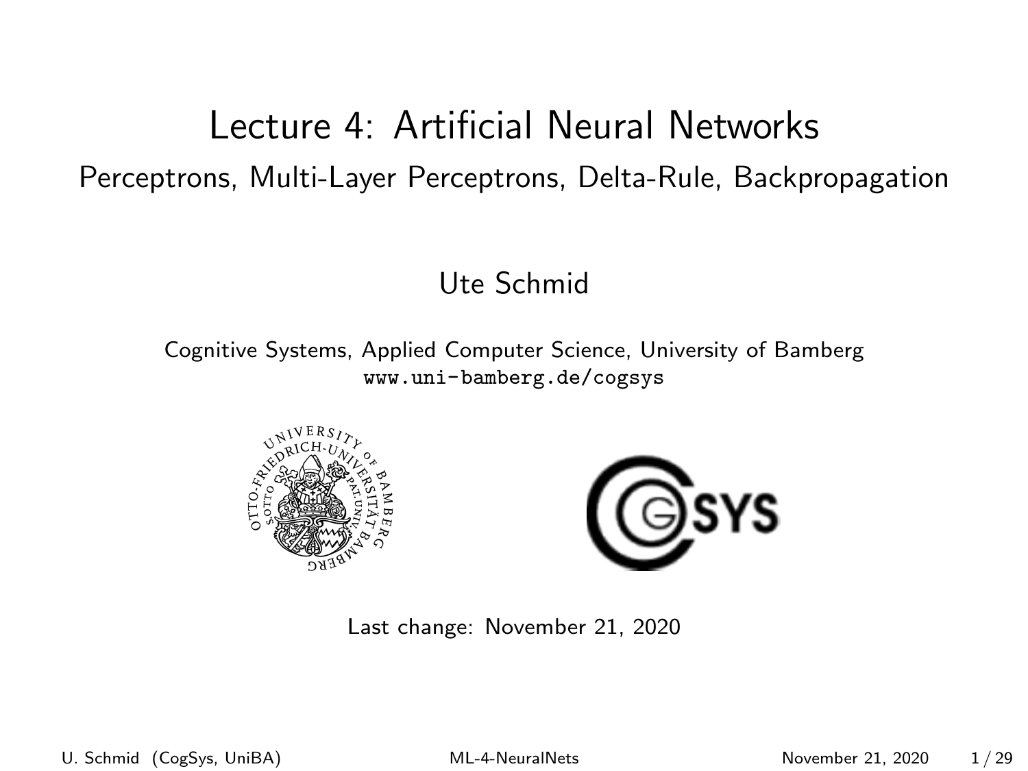# Lecture 4: Artificial Neural Networks

## Perceptrons, Multi-Layer Perceptrons, Delta-Rule, Backpropagation

Ute Schmid

Cognitive Systems, Applied Computer Science, University of Bamberg
www.uni-bamberg.de/cogsys

Last change: November 21, 2020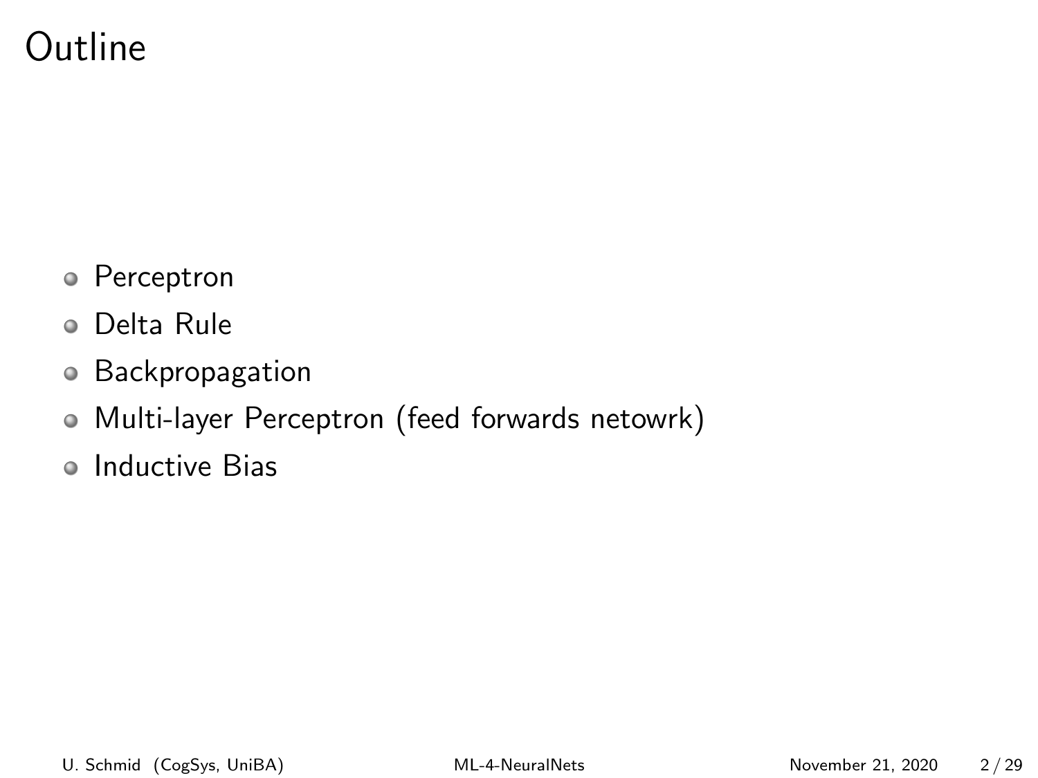# Outline

- Perceptron
- Delta Rule
- Backpropagation
- Multi-layer Perceptron (feed forwards netowrk)
- Inductive Bias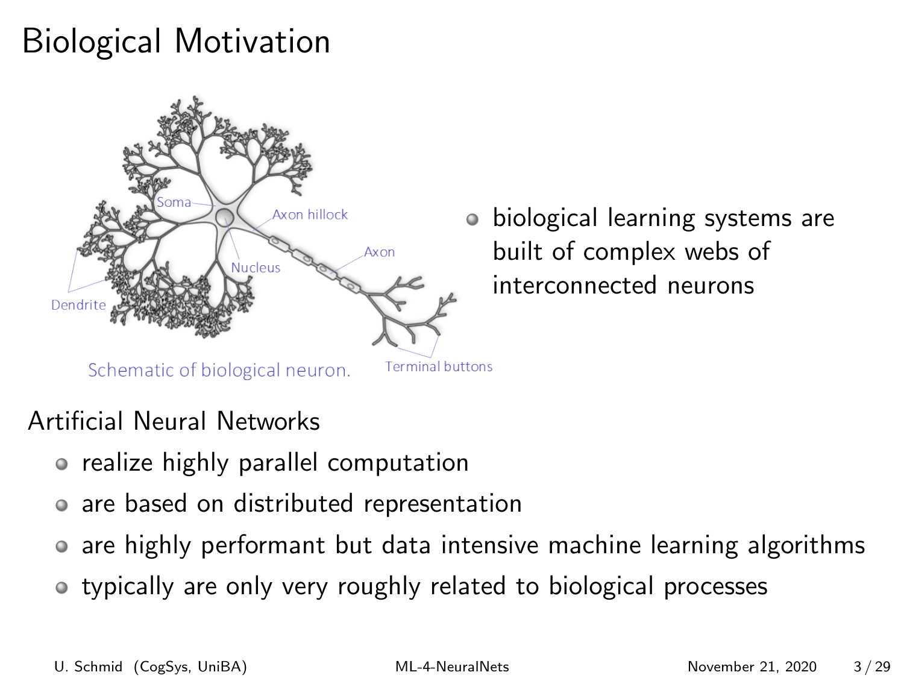# Biological Motivation

Schematic of biological neuron.

- biological learning systems are built of complex webs of interconnected neurons

Artificial Neural Networks

- realize highly parallel computation
- are based on distributed representation
- are highly performant but data intensive machine learning algorithms
- typically are only very roughly related to biological processes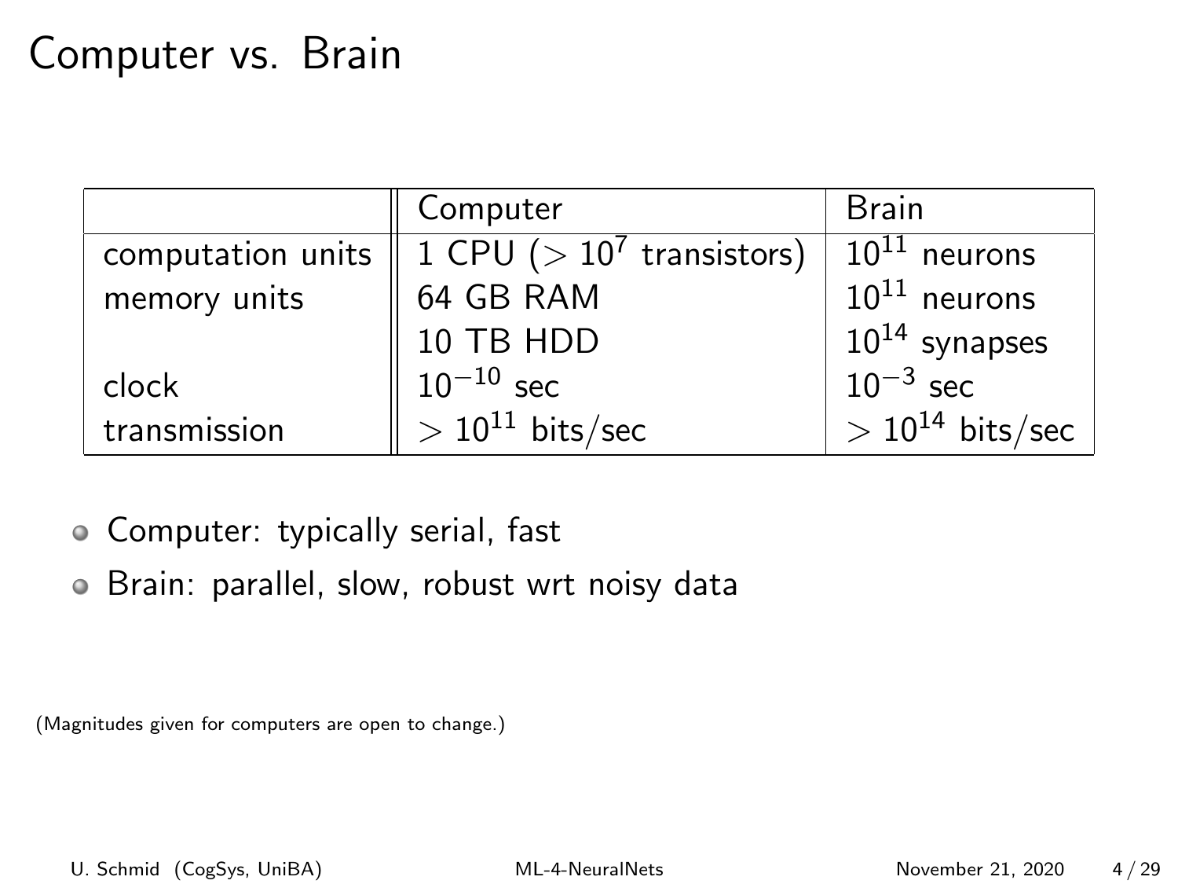# Computer vs. Brain

| | Computer | Brain |
|---|---|---|
| computation units | 1 CPU ($> 10^7$ transistors) | $10^{11}$ neurons |
| memory units | 64 GB RAM | $10^{11}$ neurons |
| | 10 TB HDD | $10^{14}$ synapses |
| clock | $10^{-10}$ sec | $10^{-3}$ sec |
| transmission | $> 10^{11}$ bits/sec | $> 10^{14}$ bits/sec |

- Computer: typically serial, fast
- Brain: parallel, slow, robust wrt noisy data

(Magnitudes given for computers are open to change.)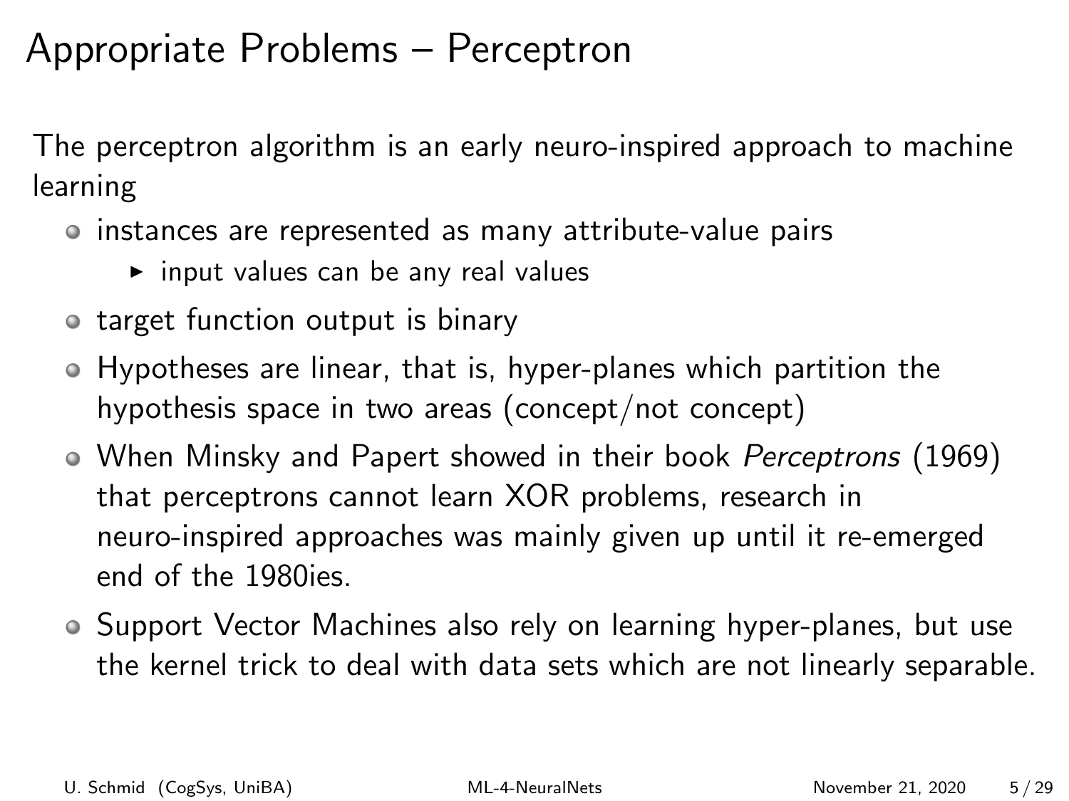# Appropriate Problems – Perceptron

The perceptron algorithm is an early neuro-inspired approach to machine learning

- instances are represented as many attribute-value pairs
  - input values can be any real values
- target function output is binary
- Hypotheses are linear, that is, hyper-planes which partition the hypothesis space in two areas (concept/not concept)
- When Minsky and Papert showed in their book *Perceptrons* (1969) that perceptrons cannot learn XOR problems, research in neuro-inspired approaches was mainly given up until it re-emerged end of the 1980ies.
- Support Vector Machines also rely on learning hyper-planes, but use the kernel trick to deal with data sets which are not linearly separable.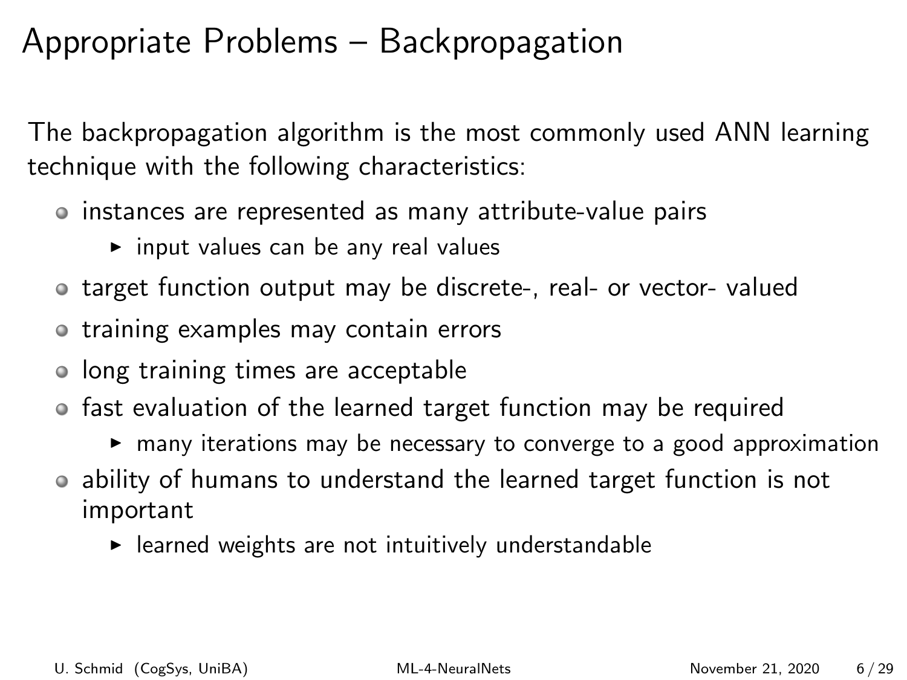# Appropriate Problems – Backpropagation

The backpropagation algorithm is the most commonly used ANN learning technique with the following characteristics:

- instances are represented as many attribute-value pairs
  - input values can be any real values
- target function output may be discrete-, real- or vector- valued
- training examples may contain errors
- long training times are acceptable
- fast evaluation of the learned target function may be required
  - many iterations may be necessary to converge to a good approximation
- ability of humans to understand the learned target function is not important
  - learned weights are not intuitively understandable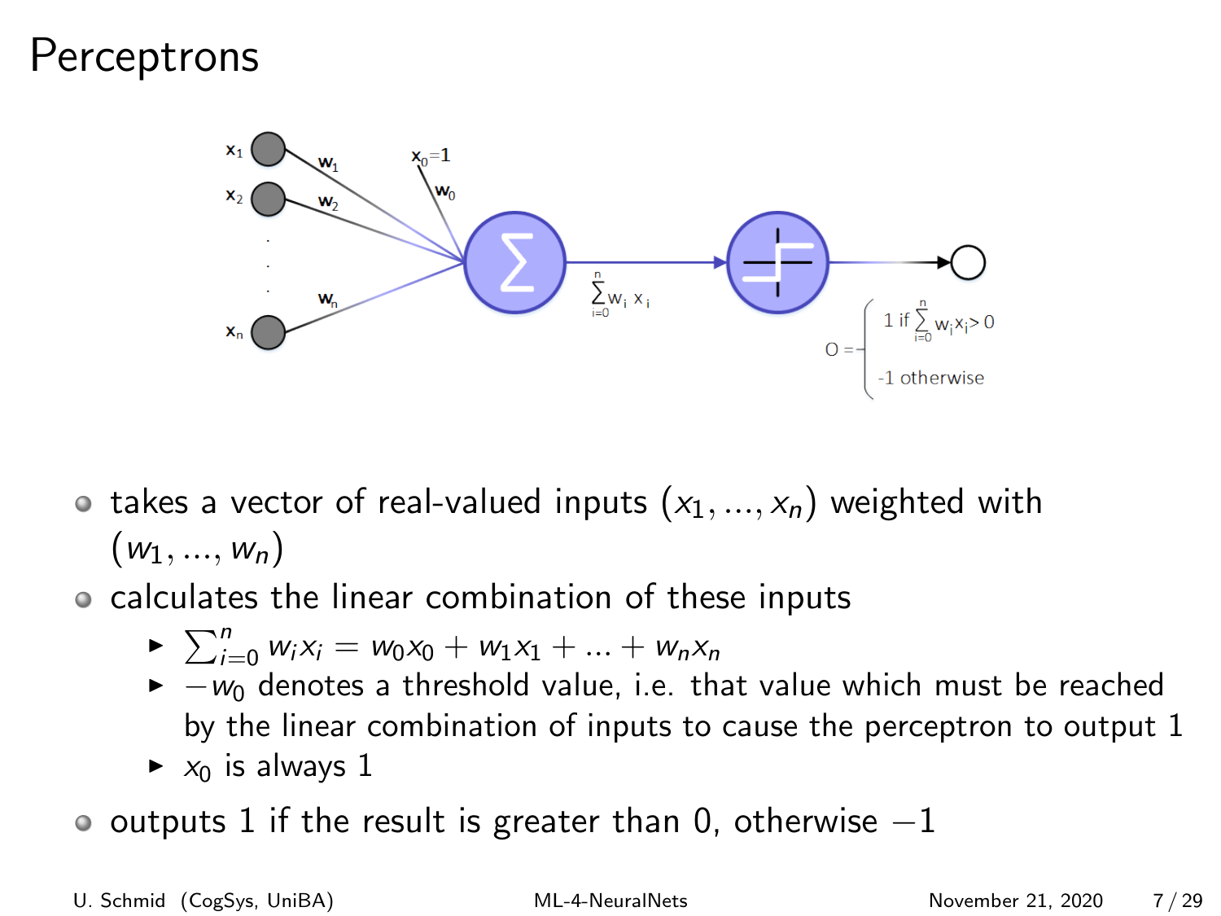# Perceptrons

- takes a vector of real-valued inputs $(x_1, ..., x_n)$ weighted with $(w_1, ..., w_n)$
- calculates the linear combination of these inputs
  - $\sum_{i=0}^{n} w_i x_i = w_0 x_0 + w_1 x_1 + ... + w_n x_n$
  - $-w_0$ denotes a threshold value, i.e. that value which must be reached by the linear combination of inputs to cause the perceptron to output 1
  - $x_0$ is always 1
- outputs 1 if the result is greater than 0, otherwise $-1$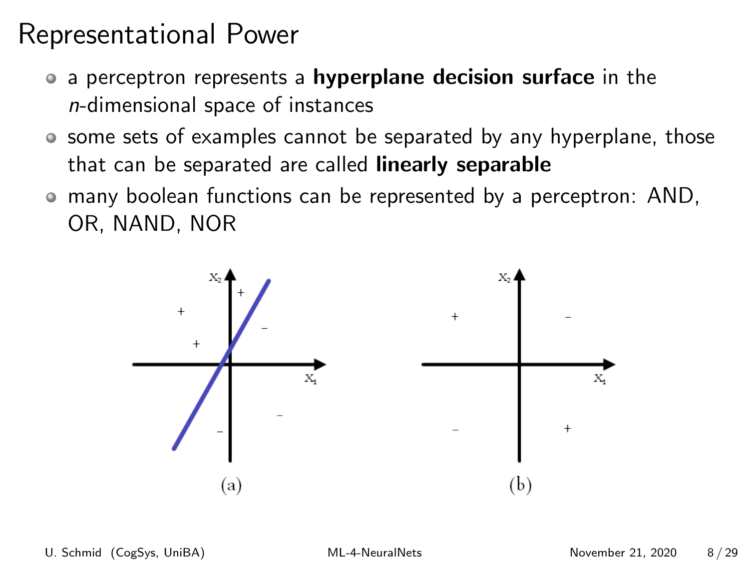# Representational Power

- a perceptron represents a **hyperplane decision surface** in the *n*-dimensional space of instances
- some sets of examples cannot be separated by any hyperplane, those that can be separated are called **linearly separable**
- many boolean functions can be represented by a perceptron: AND, OR, NAND, NOR

(a)

(b)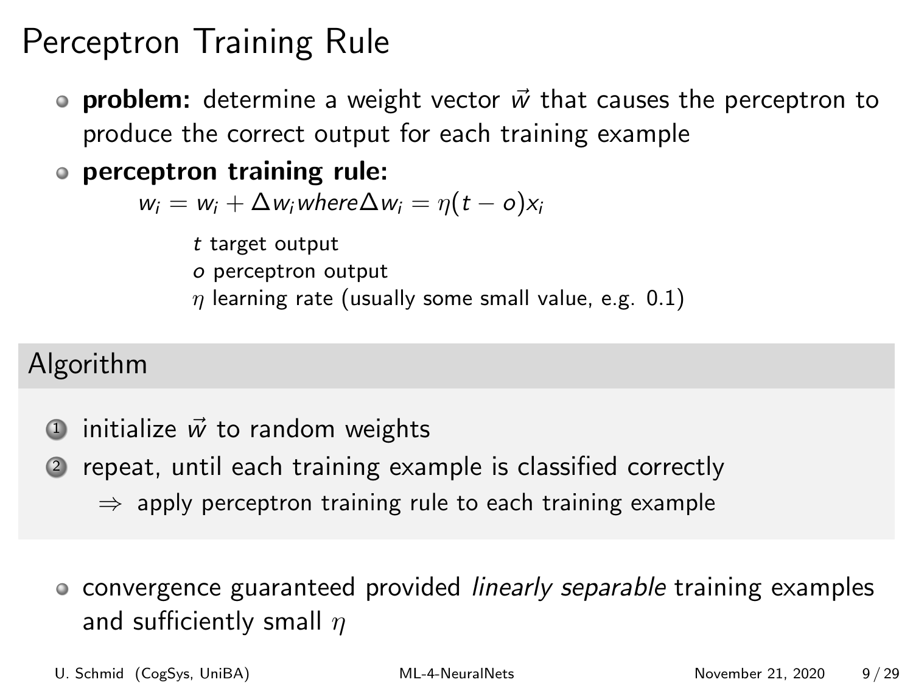# Perceptron Training Rule

- **problem:** determine a weight vector $\vec{w}$ that causes the perceptron to produce the correct output for each training example
- **perceptron training rule:**

  $$w_i = w_i + \Delta w_i where \Delta w_i = \eta(t - o)x_i$$

  $t$ target output
  $o$ perceptron output
  $\eta$ learning rate (usually some small value, e.g. 0.1)

## Algorithm

1. initialize $\vec{w}$ to random weights
2. repeat, until each training example is classified correctly
   $\Rightarrow$ apply perceptron training rule to each training example

- convergence guaranteed provided *linearly separable* training examples and sufficiently small $\eta$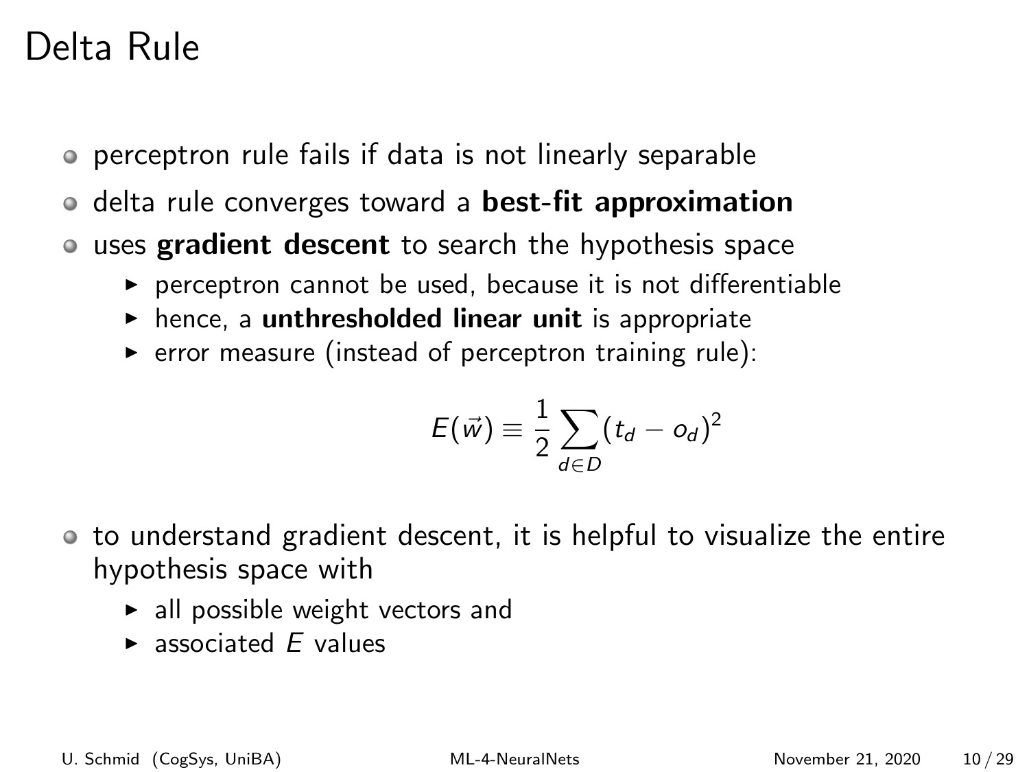# Delta Rule

- perceptron rule fails if data is not linearly separable
- delta rule converges toward a **best-fit approximation**
- uses **gradient descent** to search the hypothesis space
  - perceptron cannot be used, because it is not differentiable
  - hence, a **unthresholded linear unit** is appropriate
  - error measure (instead of perceptron training rule):

$$E(\vec{w}) \equiv \frac{1}{2} \sum_{d \in D} (t_d - o_d)^2$$

- to understand gradient descent, it is helpful to visualize the entire hypothesis space with
  - all possible weight vectors and
  - associated $E$ values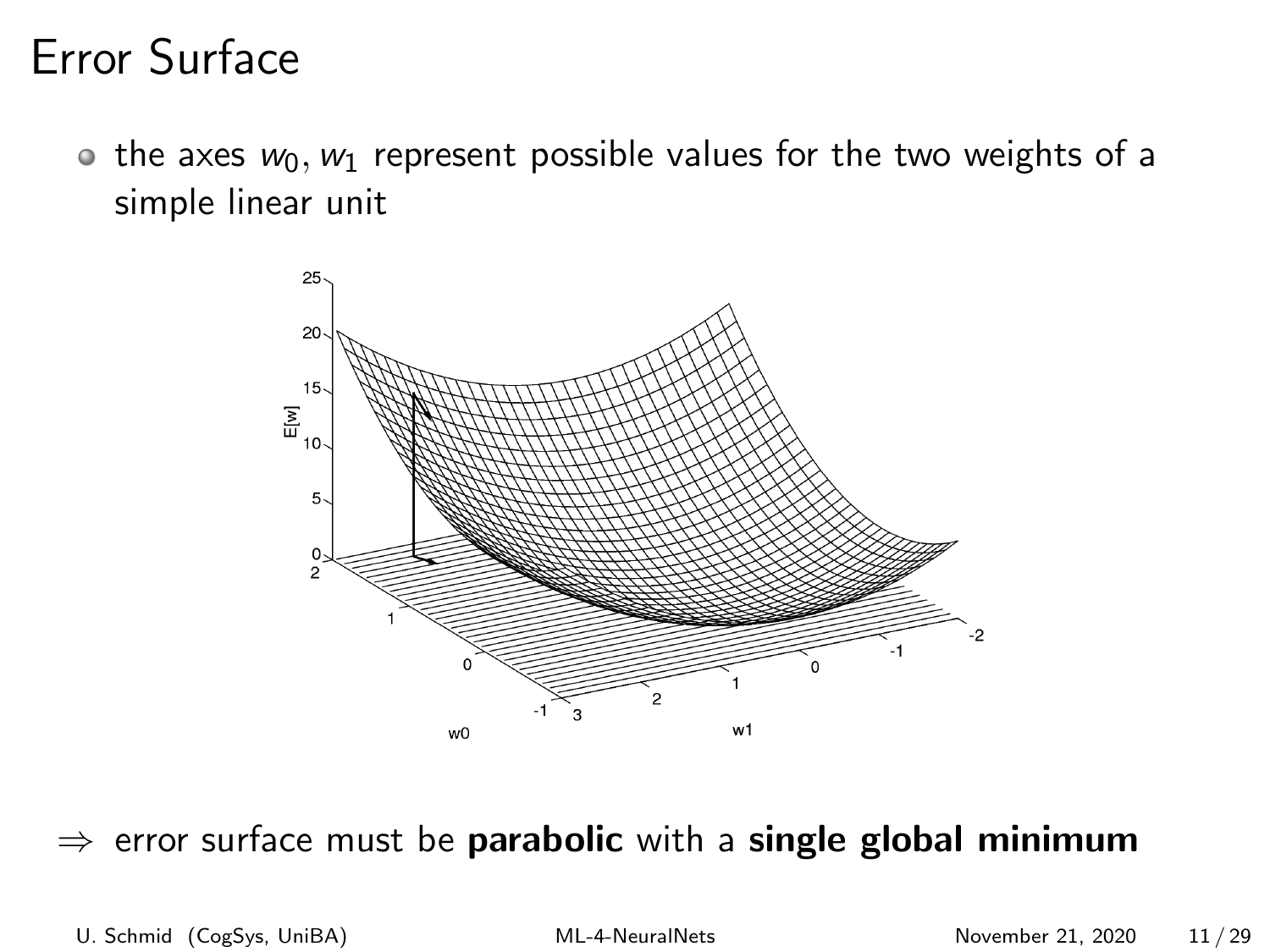# Error Surface

- the axes $w_0, w_1$ represent possible values for the two weights of a simple linear unit

$\Rightarrow$ error surface must be **parabolic** with a **single global minimum**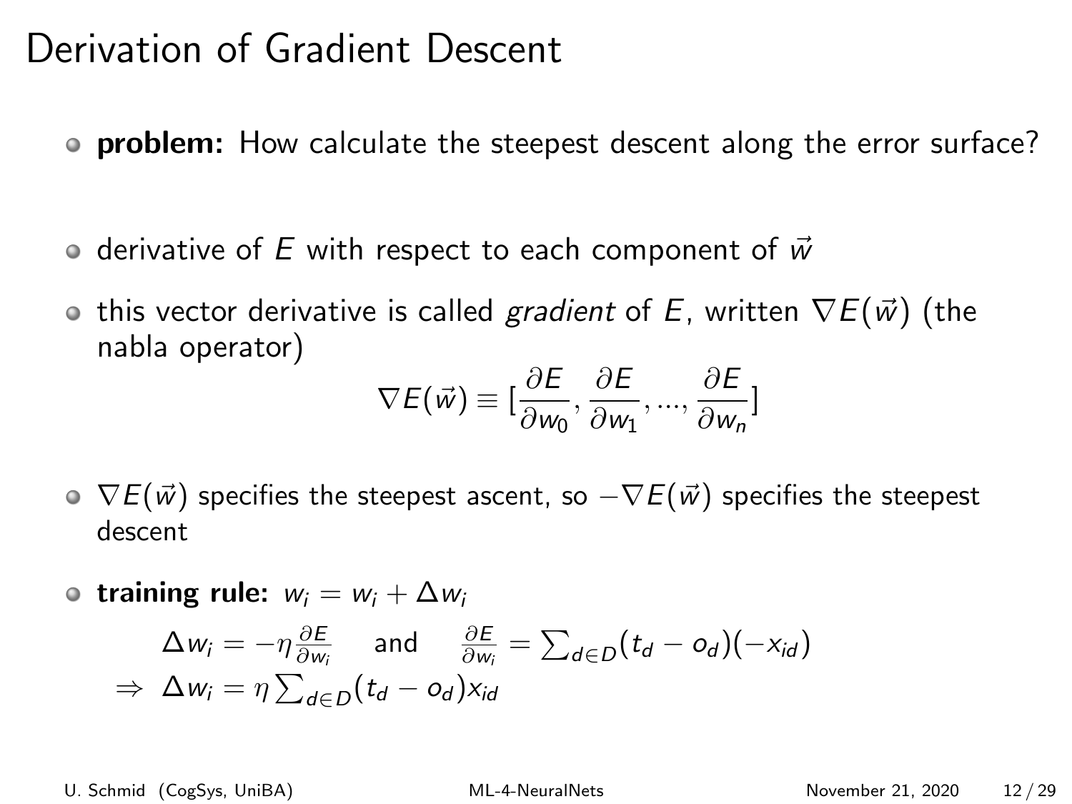# Derivation of Gradient Descent

- **problem:** How calculate the steepest descent along the error surface?
- derivative of $E$ with respect to each component of $\vec{w}$
- this vector derivative is called *gradient* of $E$, written $\nabla E(\vec{w})$ (the nabla operator)

$$\nabla E(\vec{w}) \equiv [\frac{\partial E}{\partial w_0}, \frac{\partial E}{\partial w_1}, ..., \frac{\partial E}{\partial w_n}]$$

- $\nabla E(\vec{w})$ specifies the steepest ascent, so $-\nabla E(\vec{w})$ specifies the steepest descent
- **training rule:** $w_i = w_i + \Delta w_i$

$$\Delta w_i = -\eta \frac{\partial E}{\partial w_i} \quad \text{and} \quad \frac{\partial E}{\partial w_i} = \sum_{d \in D}(t_d - o_d)(-x_{id})$$

$$\Rightarrow \; \Delta w_i = \eta \sum_{d \in D}(t_d - o_d) x_{id}$$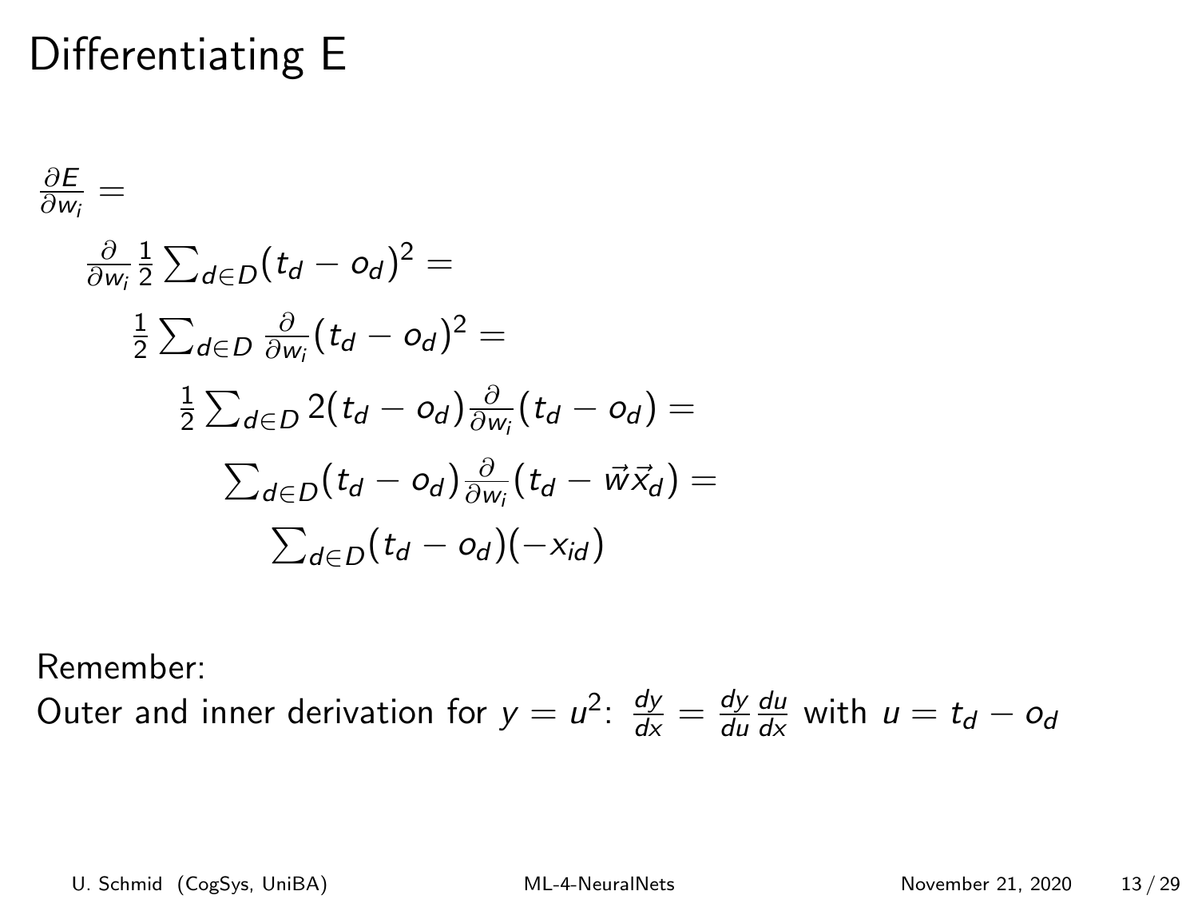# Differentiating E

$$\frac{\partial E}{\partial w_i} =$$

$$\frac{\partial}{\partial w_i} \frac{1}{2} \sum_{d \in D} (t_d - o_d)^2 =$$

$$\frac{1}{2} \sum_{d \in D} \frac{\partial}{\partial w_i} (t_d - o_d)^2 =$$

$$\frac{1}{2} \sum_{d \in D} 2(t_d - o_d) \frac{\partial}{\partial w_i} (t_d - o_d) =$$

$$\sum_{d \in D} (t_d - o_d) \frac{\partial}{\partial w_i} (t_d - \vec{w}\vec{x}_d) =$$

$$\sum_{d \in D} (t_d - o_d)(-x_{id})$$

Remember:
Outer and inner derivation for $y = u^2$: $\frac{dy}{dx} = \frac{dy}{du} \frac{du}{dx}$ with $u = t_d - o_d$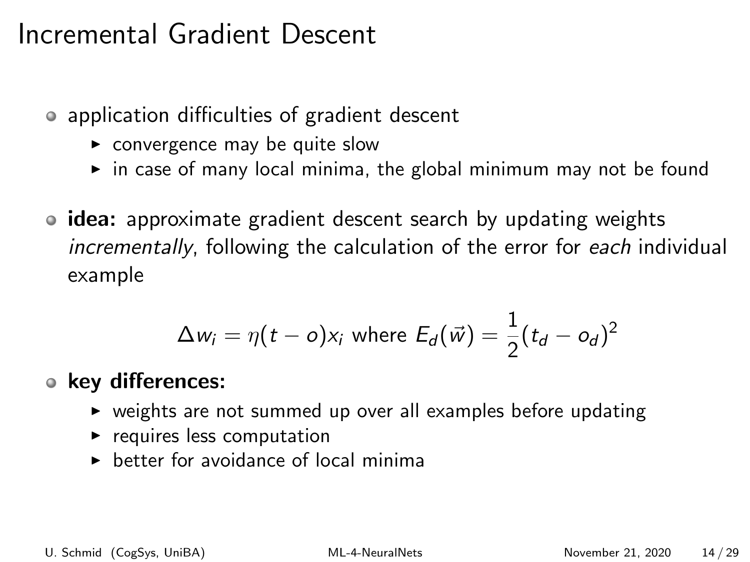# Incremental Gradient Descent

- application difficulties of gradient descent
  - convergence may be quite slow
  - in case of many local minima, the global minimum may not be found

- **idea:** approximate gradient descent search by updating weights *incrementally*, following the calculation of the error for *each* individual example

$$\Delta w_i = \eta(t - o)x_i \text{ where } E_d(\vec{w}) = \frac{1}{2}(t_d - o_d)^2$$

- **key differences:**
  - weights are not summed up over all examples before updating
  - requires less computation
  - better for avoidance of local minima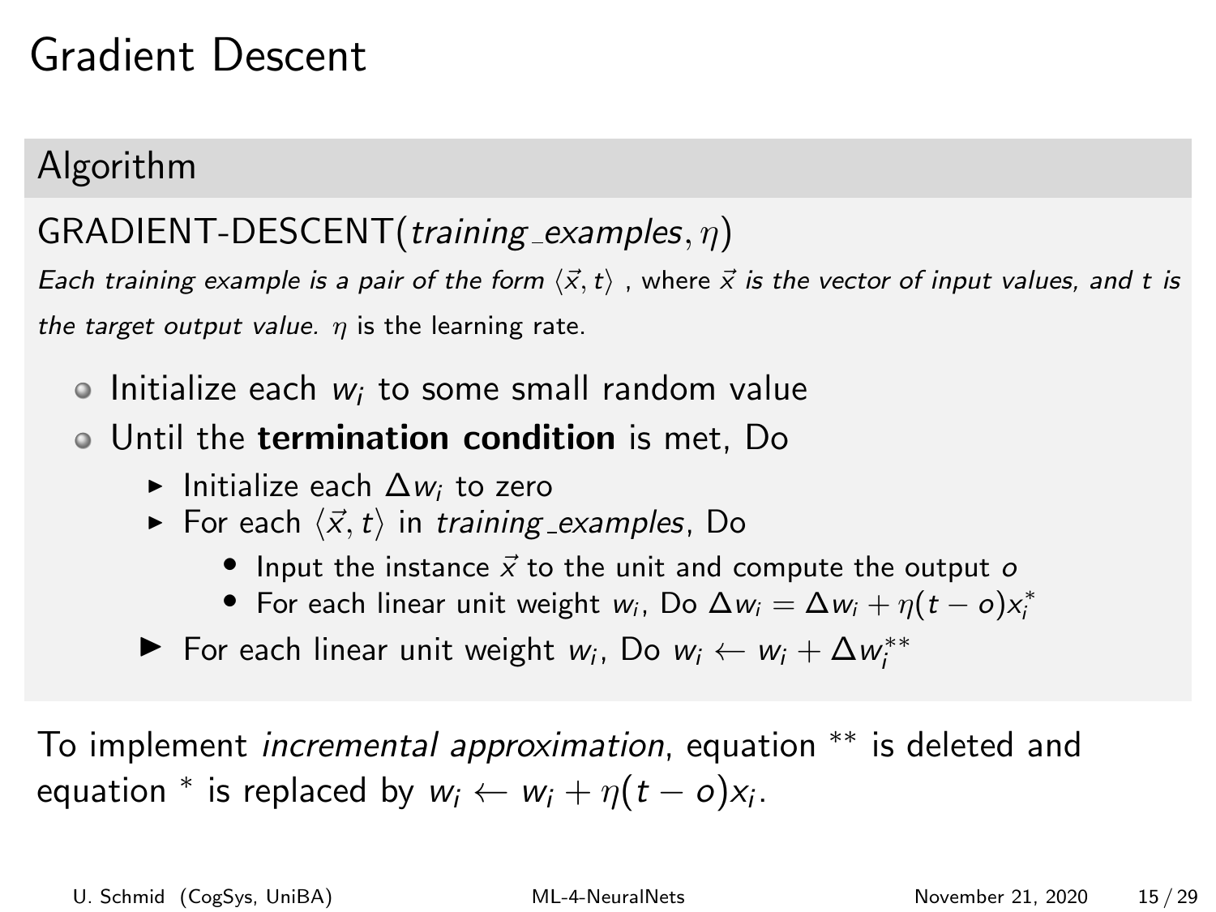# Gradient Descent

## Algorithm

GRADIENT-DESCENT(*training_examples*, $\eta$)

*Each training example is a pair of the form* $\langle \vec{x}, t \rangle$ , where $\vec{x}$ *is the vector of input values, and t is the target output value.* $\eta$ is the learning rate.

- Initialize each $w_i$ to some small random value
- Until the **termination condition** is met, Do
  - Initialize each $\Delta w_i$ to zero
  - For each $\langle \vec{x}, t \rangle$ in *training_examples*, Do
    - Input the instance $\vec{x}$ to the unit and compute the output $o$
    - For each linear unit weight $w_i$, Do $\Delta w_i = \Delta w_i + \eta(t - o)x_i^*$
  - For each linear unit weight $w_i$, Do $w_i \leftarrow w_i + \Delta w_i^{**}$

To implement *incremental approximation*, equation $^{**}$ is deleted and equation $^*$ is replaced by $w_i \leftarrow w_i + \eta(t - o)x_i$.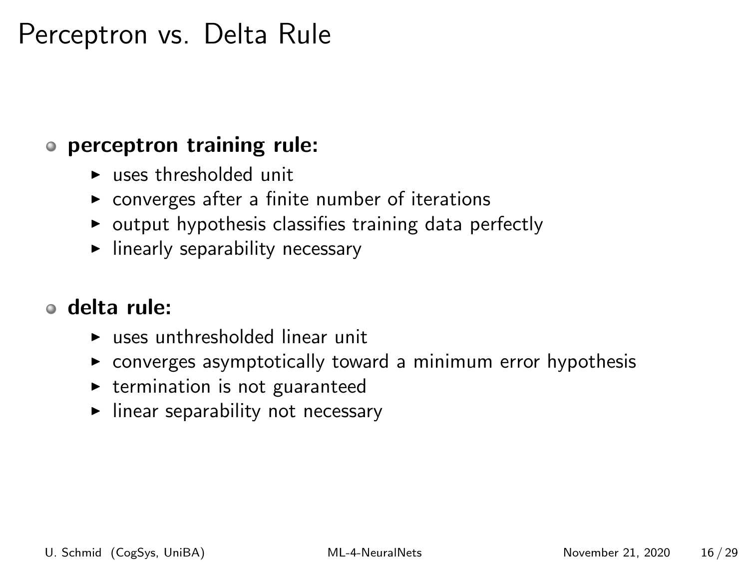# Perceptron vs. Delta Rule

- **perceptron training rule:**
  - uses thresholded unit
  - converges after a finite number of iterations
  - output hypothesis classifies training data perfectly
  - linearly separability necessary
- **delta rule:**
  - uses unthresholded linear unit
  - converges asymptotically toward a minimum error hypothesis
  - termination is not guaranteed
  - linear separability not necessary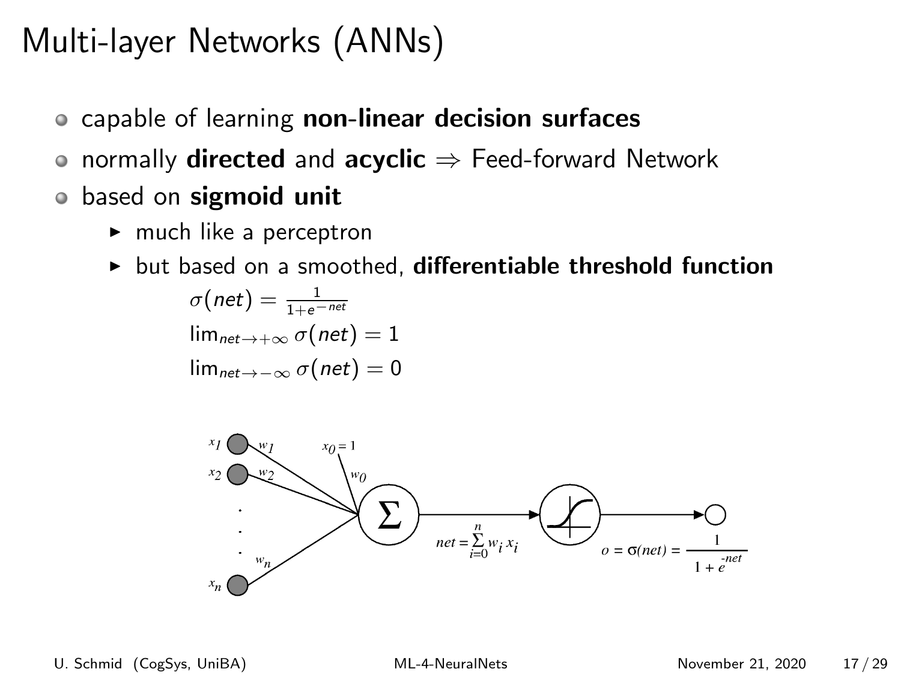# Multi-layer Networks (ANNs)

- capable of learning **non-linear decision surfaces**
- normally **directed** and **acyclic** $\Rightarrow$ Feed-forward Network
- based on **sigmoid unit**
  - much like a perceptron
  - but based on a smoothed, **differentiable threshold function**

    $\sigma(net) = \frac{1}{1+e^{-net}}$

    $\lim_{net \to +\infty} \sigma(net) = 1$

    $\lim_{net \to -\infty} \sigma(net) = 0$

$x_1, x_2, \ldots, x_n$; $w_1, w_2, \ldots, w_n$; $x_0 = 1$, $w_0$

$net = \sum_{i=0}^{n} w_i x_i$

$o = \sigma(net) = \frac{1}{1 + e^{-net}}$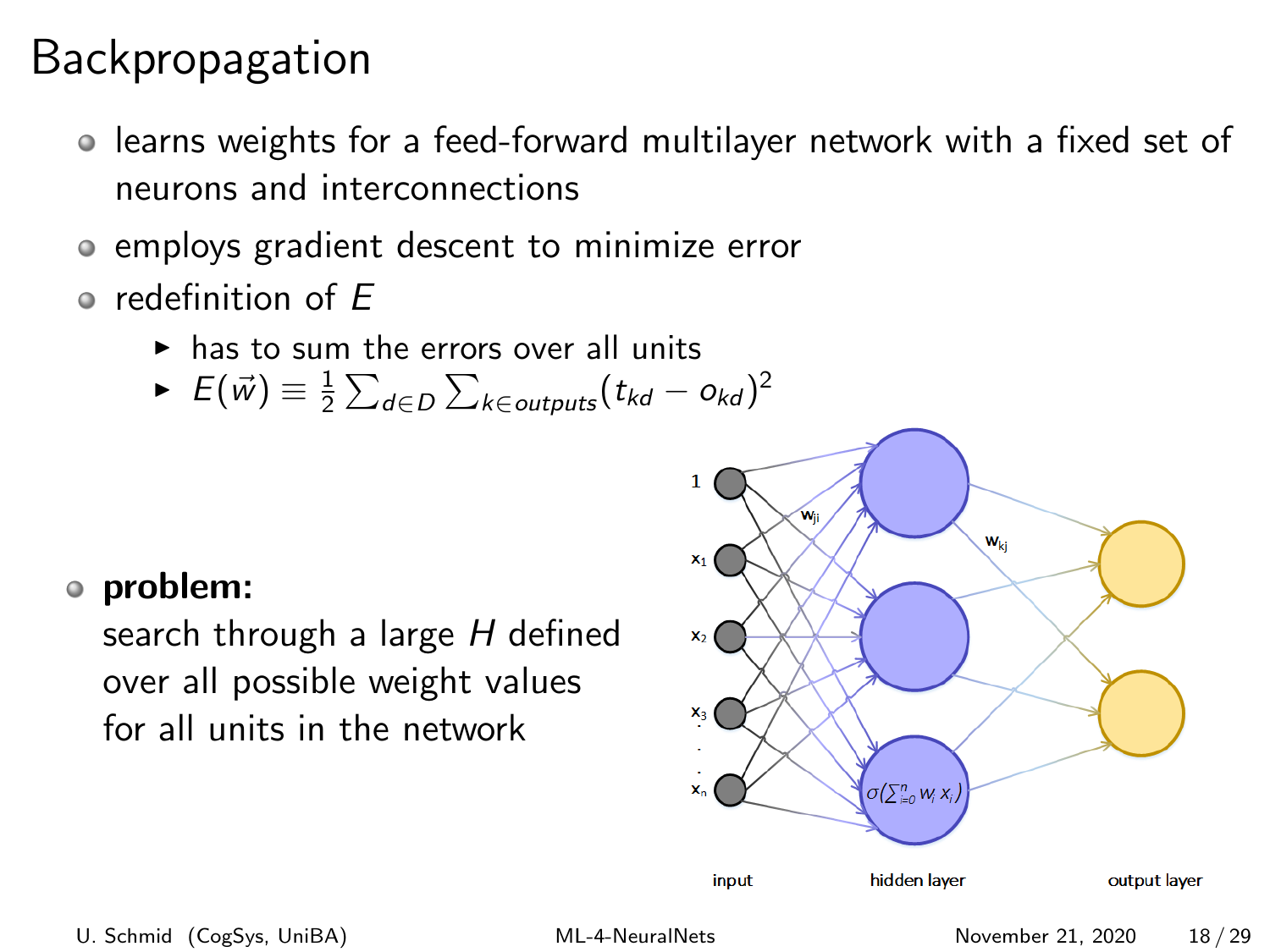# Backpropagation

- learns weights for a feed-forward multilayer network with a fixed set of neurons and interconnections
- employs gradient descent to minimize error
- redefinition of $E$
  - has to sum the errors over all units
  - $E(\vec{w}) \equiv \frac{1}{2} \sum_{d \in D} \sum_{k \in outputs} (t_{kd} - o_{kd})^2$

- **problem:**
  search through a large $H$ defined over all possible weight values for all units in the network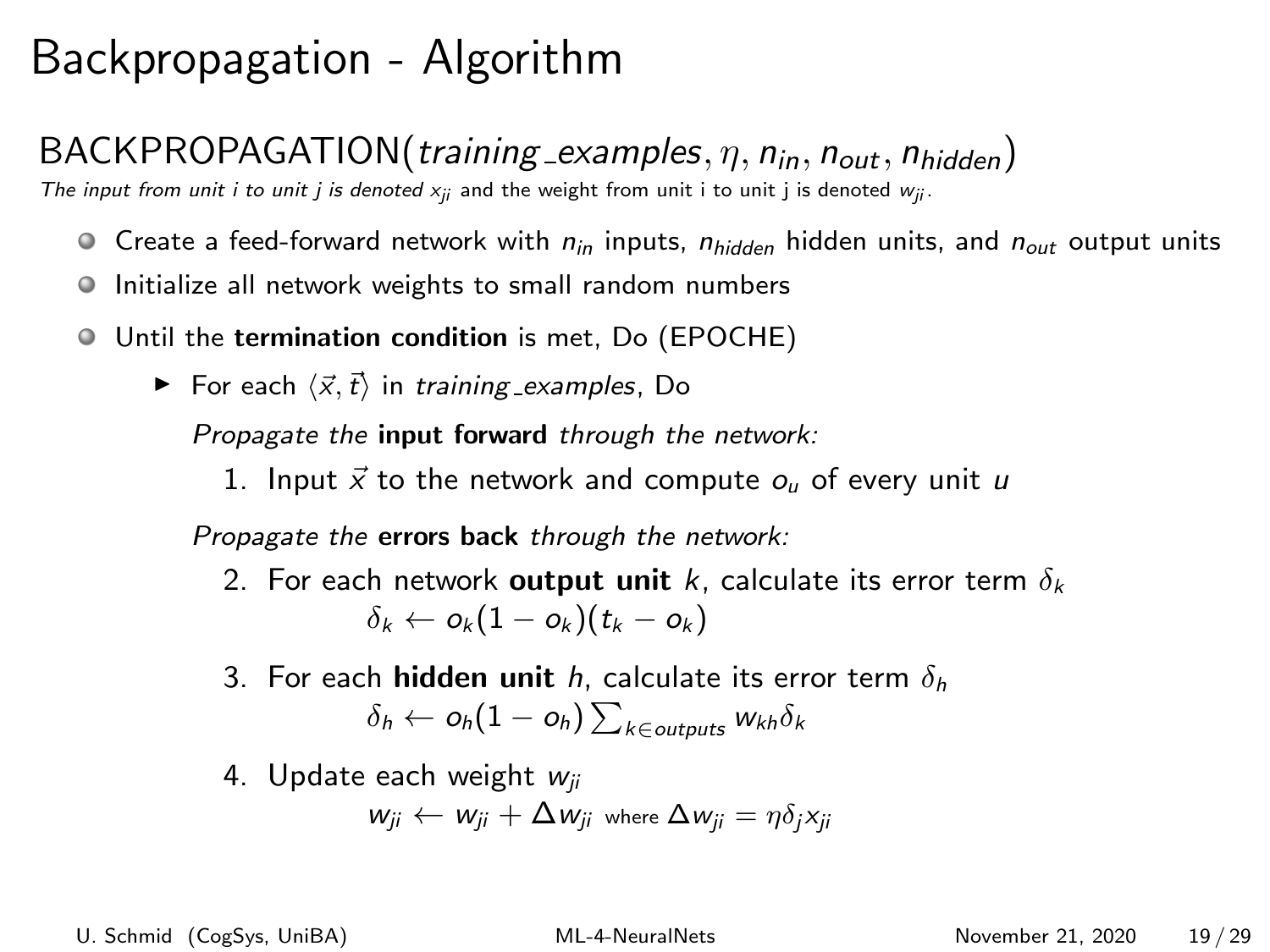# Backpropagation - Algorithm

BACKPROPAGATION(*training_examples*, $\eta$, $n_{in}$, $n_{out}$, $n_{hidden}$)

*The input from unit i to unit j is denoted* $x_{ji}$ and the weight from unit i to unit j is denoted $w_{ji}$.

- Create a feed-forward network with $n_{in}$ inputs, $n_{hidden}$ hidden units, and $n_{out}$ output units
- Initialize all network weights to small random numbers
- Until the **termination condition** is met, Do (EPOCHE)
  - For each $\langle \vec{x}, \vec{t} \rangle$ in *training_examples*, Do

    *Propagate the* **input forward** *through the network:*

    1. Input $\vec{x}$ to the network and compute $o_u$ of every unit $u$

    *Propagate the* **errors back** *through the network:*

    2. For each network **output unit** $k$, calculate its error term $\delta_k$
       $$\delta_k \leftarrow o_k(1 - o_k)(t_k - o_k)$$
    3. For each **hidden unit** $h$, calculate its error term $\delta_h$
       $$\delta_h \leftarrow o_h(1 - o_h) \sum_{k \in outputs} w_{kh} \delta_k$$
    4. Update each weight $w_{ji}$
       $$w_{ji} \leftarrow w_{ji} + \Delta w_{ji} \text{ where } \Delta w_{ji} = \eta \delta_j x_{ji}$$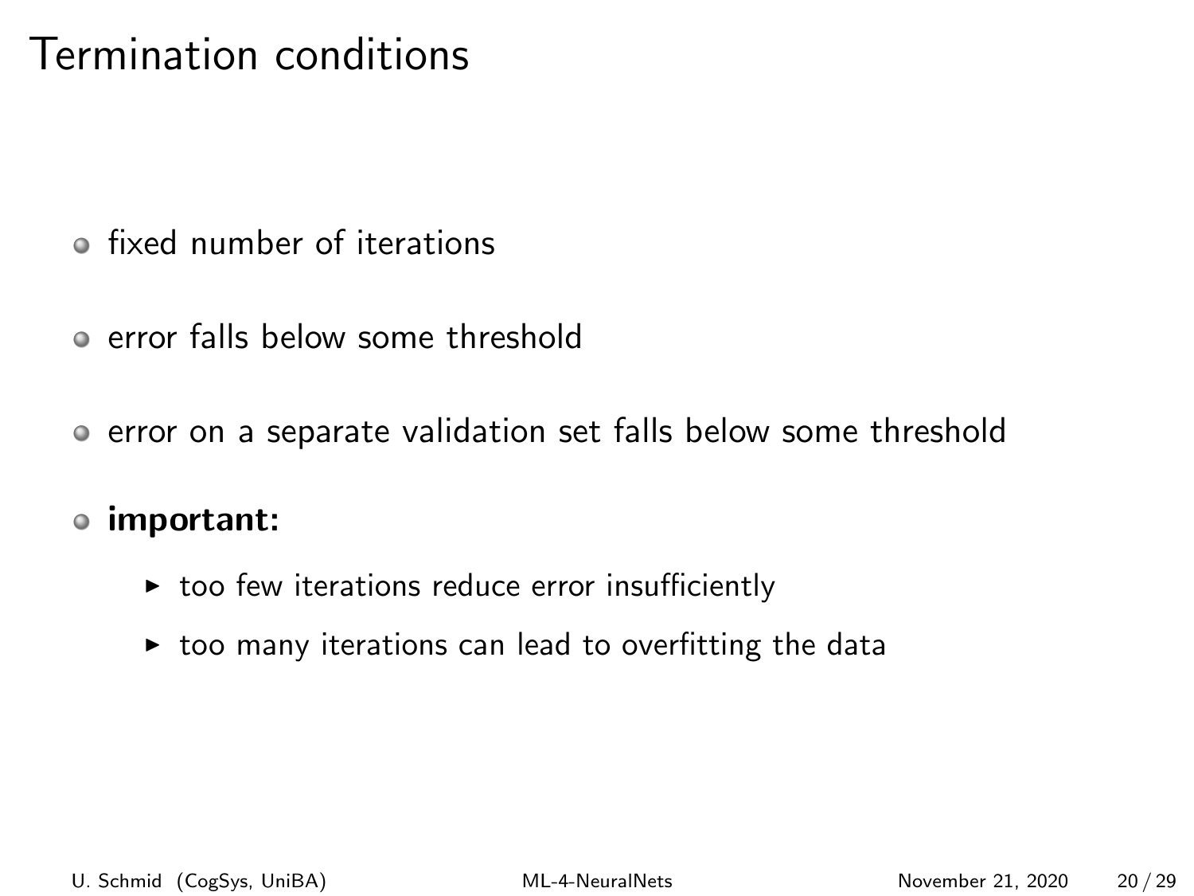# Termination conditions

- fixed number of iterations
- error falls below some threshold
- error on a separate validation set falls below some threshold
- **important:**
  - too few iterations reduce error insufficiently
  - too many iterations can lead to overfitting the data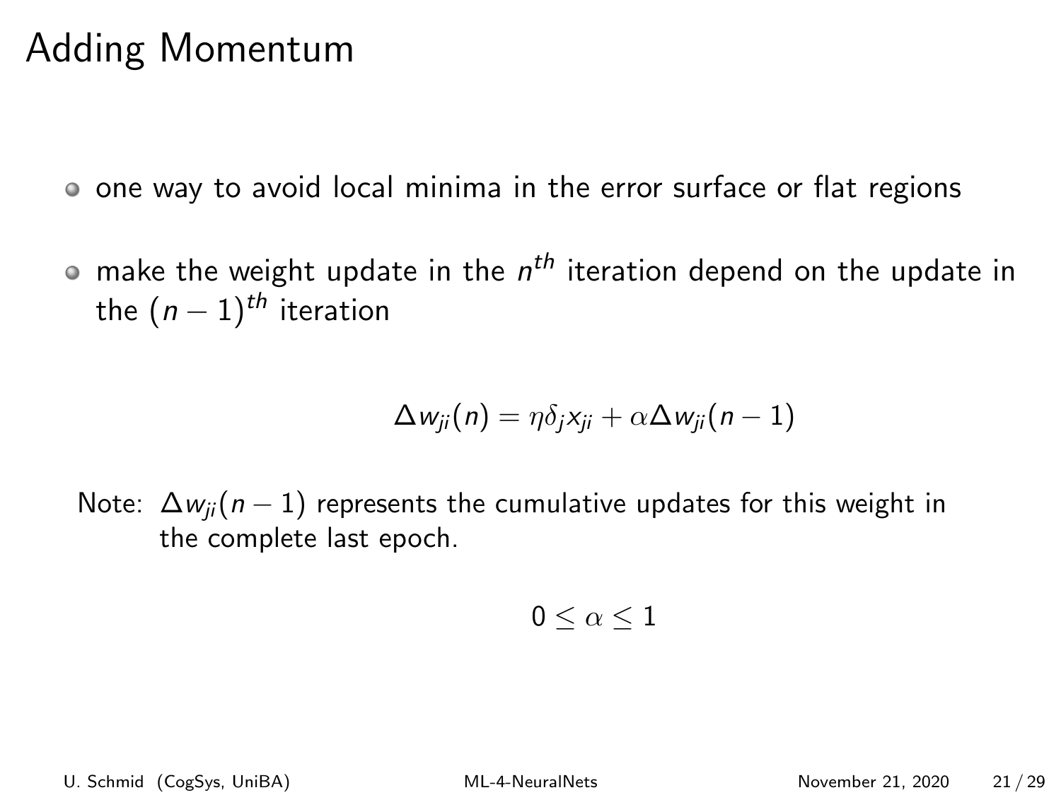# Adding Momentum

- one way to avoid local minima in the error surface or flat regions
- make the weight update in the $n^{th}$ iteration depend on the update in the $(n-1)^{th}$ iteration

$$\Delta w_{ji}(n) = \eta \delta_j x_{ji} + \alpha \Delta w_{ji}(n-1)$$

Note: $\Delta w_{ji}(n-1)$ represents the cumulative updates for this weight in the complete last epoch.

$$0 \leq \alpha \leq 1$$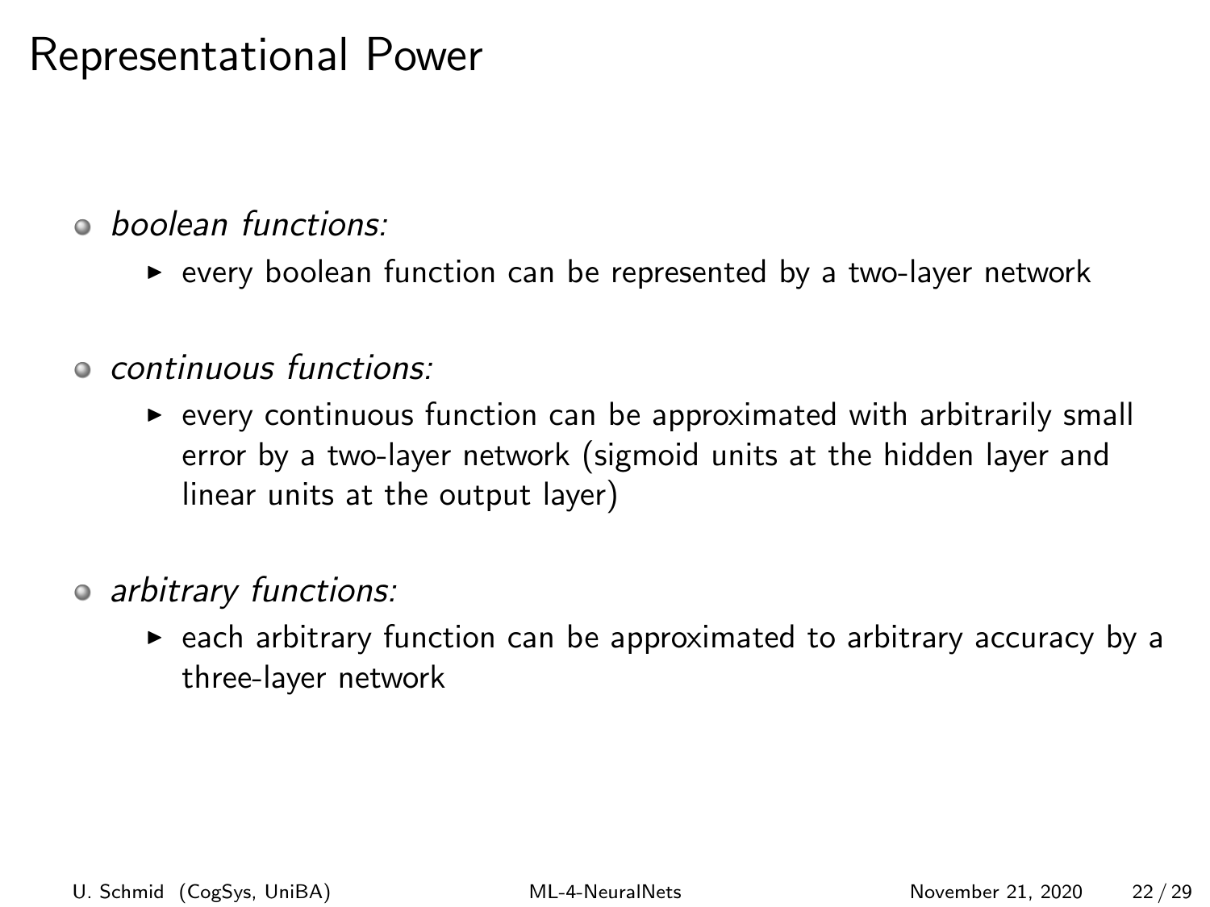# Representational Power

- *boolean functions:*
  - every boolean function can be represented by a two-layer network
- *continuous functions:*
  - every continuous function can be approximated with arbitrarily small error by a two-layer network (sigmoid units at the hidden layer and linear units at the output layer)
- *arbitrary functions:*
  - each arbitrary function can be approximated to arbitrary accuracy by a three-layer network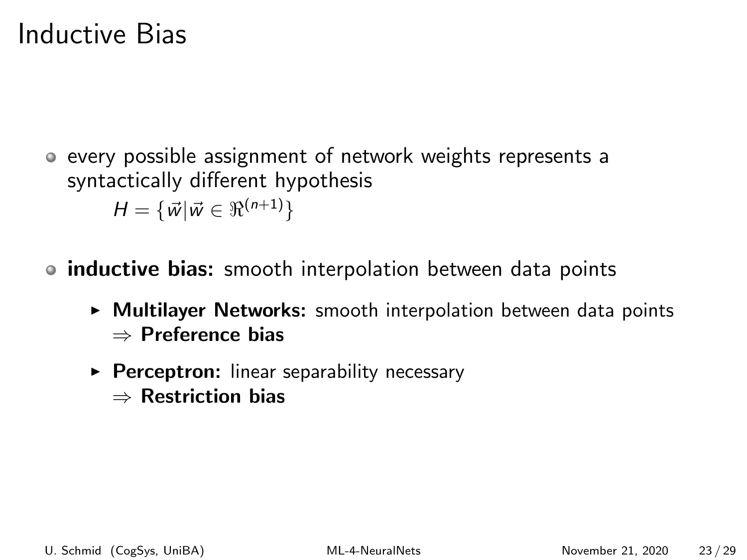# Inductive Bias

- every possible assignment of network weights represents a syntactically different hypothesis

  $H = \{\vec{w} | \vec{w} \in \Re^{(n+1)}\}$

- **inductive bias:** smooth interpolation between data points
  - **Multilayer Networks:** smooth interpolation between data points
    $\Rightarrow$ **Preference bias**
  - **Perceptron:** linear separability necessary
    $\Rightarrow$ **Restriction bias**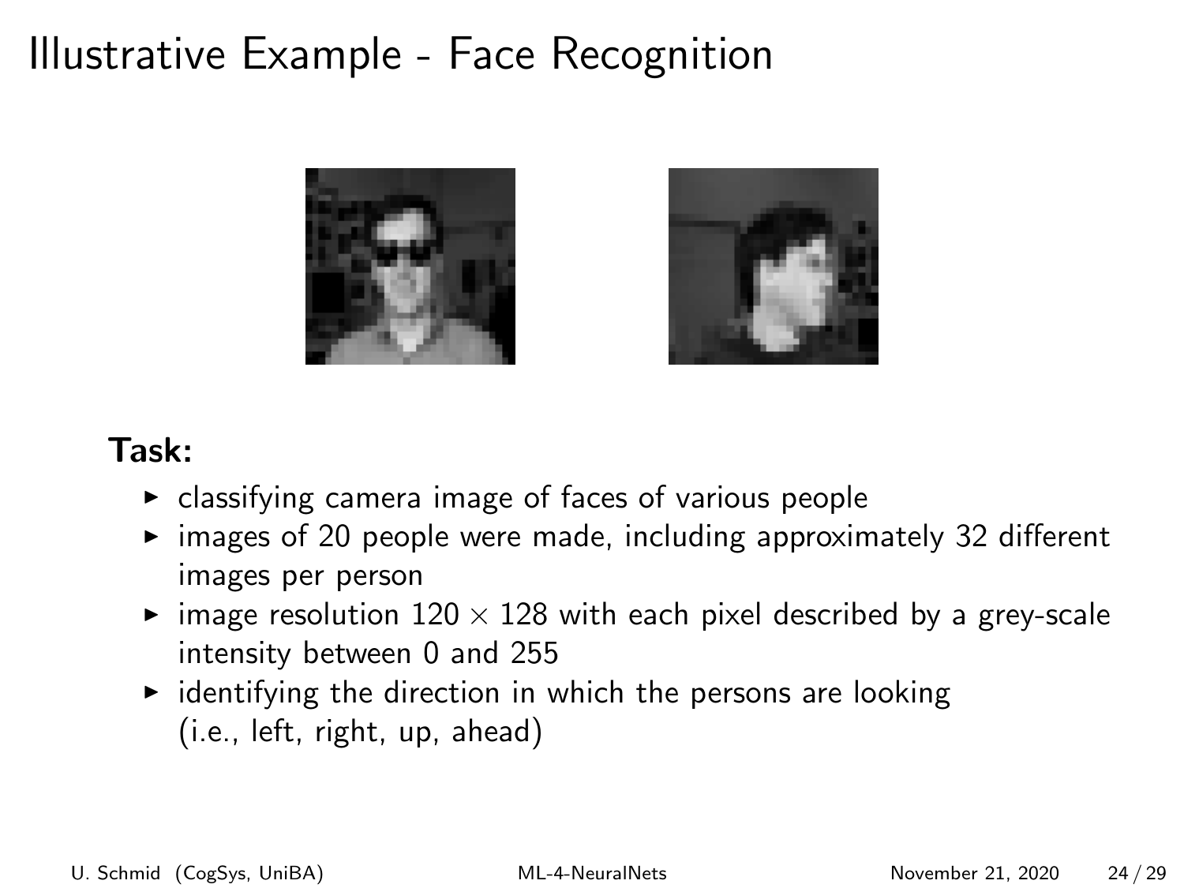# Illustrative Example - Face Recognition

**Task:**

- classifying camera image of faces of various people
- images of 20 people were made, including approximately 32 different images per person
- image resolution $120 \times 128$ with each pixel described by a grey-scale intensity between 0 and 255
- identifying the direction in which the persons are looking (i.e., left, right, up, ahead)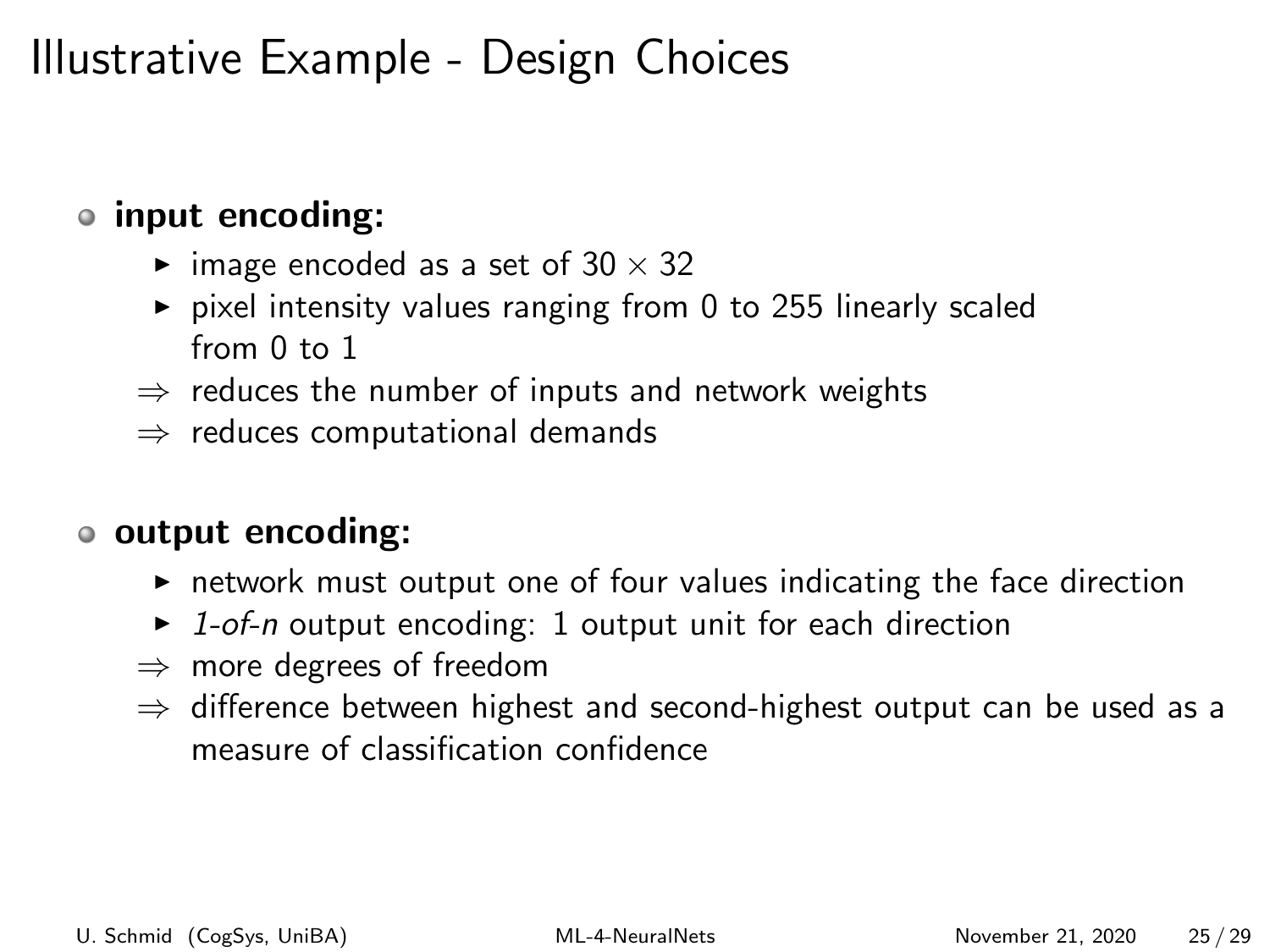# Illustrative Example - Design Choices

- **input encoding:**
  - image encoded as a set of $30 \times 32$
  - pixel intensity values ranging from 0 to 255 linearly scaled from 0 to 1
  - $\Rightarrow$ reduces the number of inputs and network weights
  - $\Rightarrow$ reduces computational demands

- **output encoding:**
  - network must output one of four values indicating the face direction
  - *1-of-n* output encoding: 1 output unit for each direction
  - $\Rightarrow$ more degrees of freedom
  - $\Rightarrow$ difference between highest and second-highest output can be used as a measure of classification confidence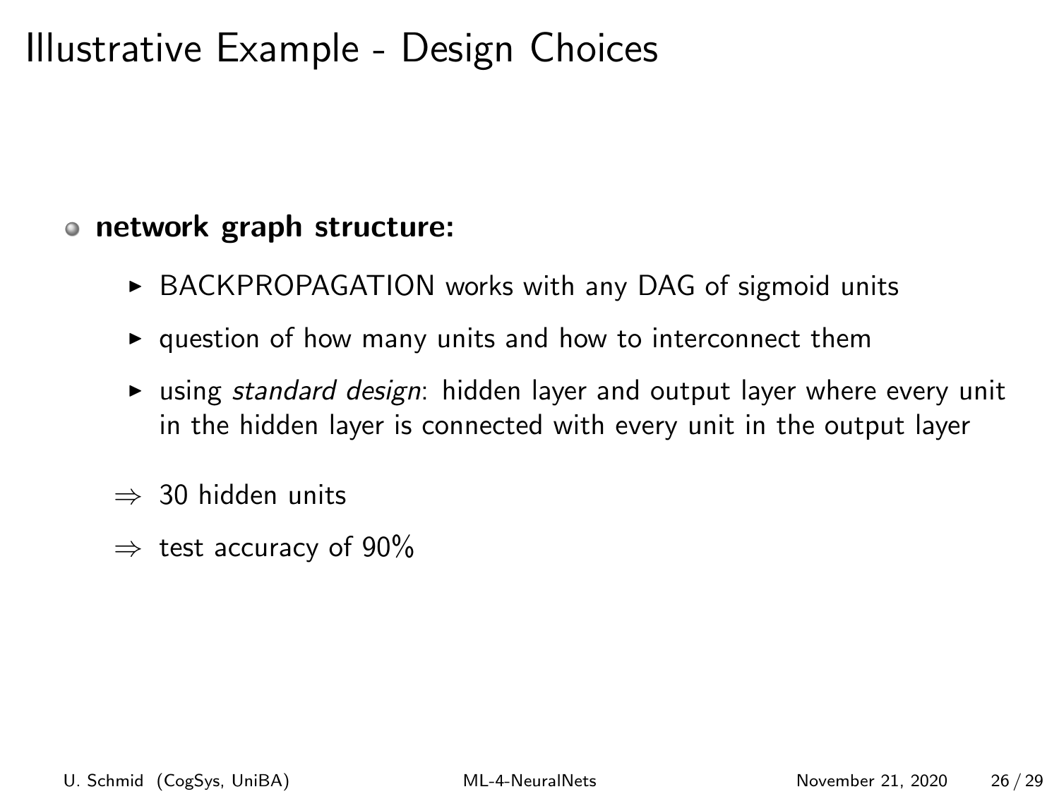# Illustrative Example - Design Choices

- **network graph structure:**
  - BACKPROPAGATION works with any DAG of sigmoid units
  - question of how many units and how to interconnect them
  - using *standard design*: hidden layer and output layer where every unit in the hidden layer is connected with every unit in the output layer

$\Rightarrow$ 30 hidden units

$\Rightarrow$ test accuracy of 90%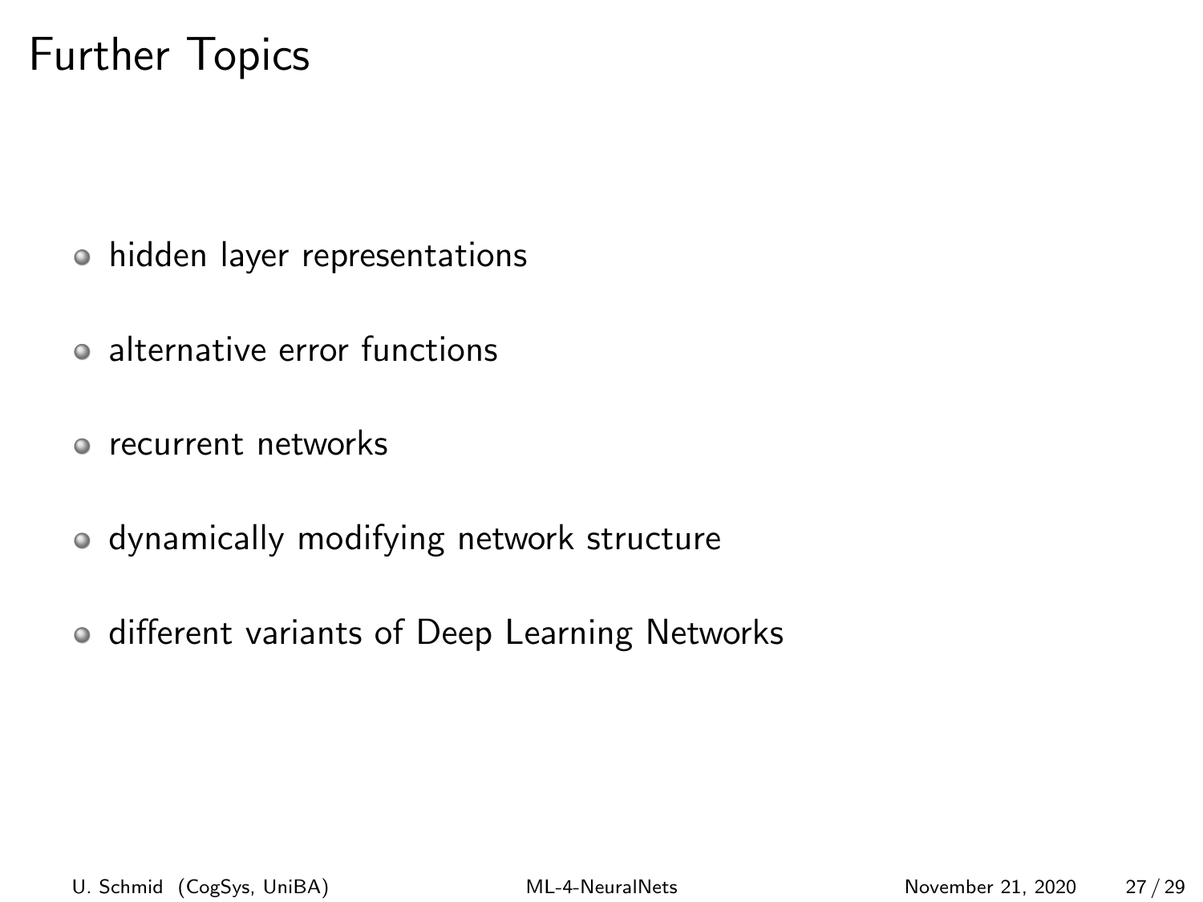# Further Topics

- hidden layer representations
- alternative error functions
- recurrent networks
- dynamically modifying network structure
- different variants of Deep Learning Networks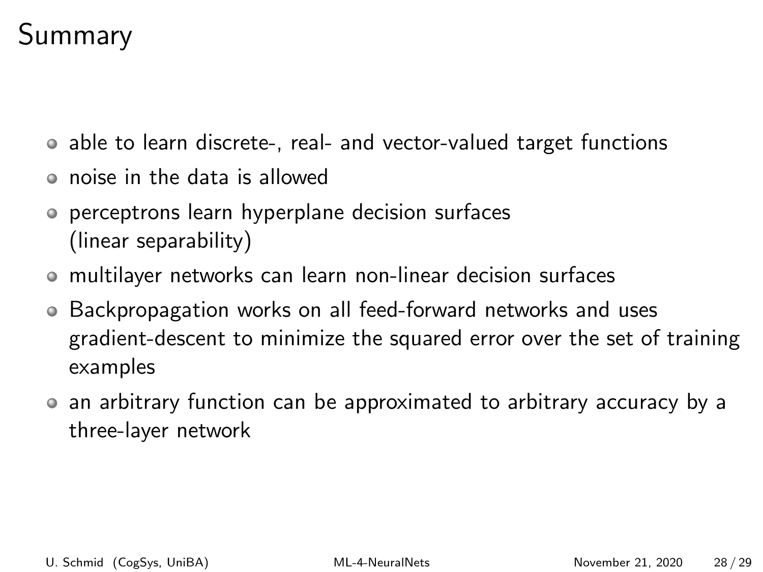# Summary

- able to learn discrete-, real- and vector-valued target functions
- noise in the data is allowed
- perceptrons learn hyperplane decision surfaces (linear separability)
- multilayer networks can learn non-linear decision surfaces
- Backpropagation works on all feed-forward networks and uses gradient-descent to minimize the squared error over the set of training examples
- an arbitrary function can be approximated to arbitrary accuracy by a three-layer network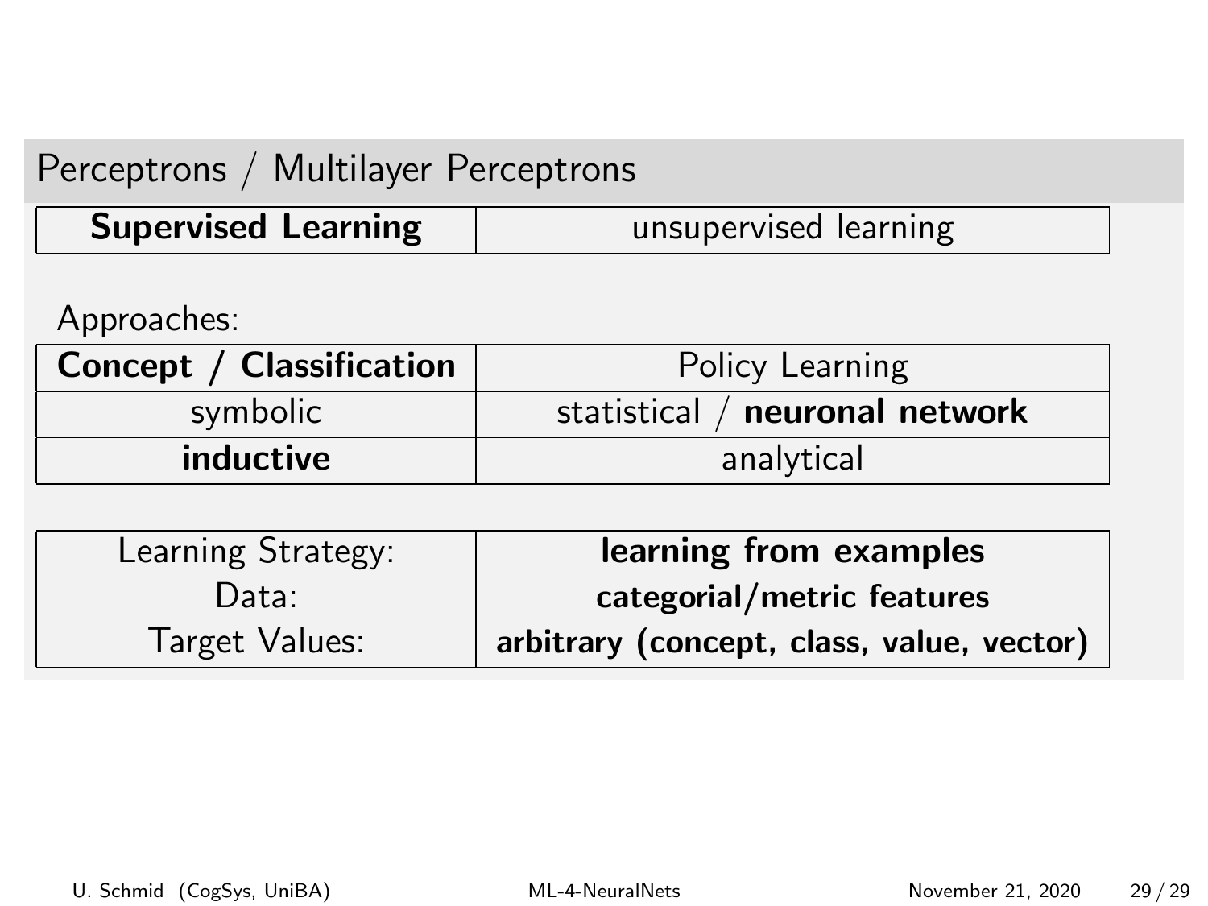## Perceptrons / Multilayer Perceptrons

| | |
|---|---|
| **Supervised Learning** | unsupervised learning |

Approaches:

| | |
|---|---|
| **Concept / Classification** | Policy Learning |
| symbolic | statistical / **neuronal network** |
| **inductive** | analytical |

| | |
|---|---|
| Learning Strategy: | **learning from examples** |
| Data: | **categorial/metric features** |
| Target Values: | **arbitrary (concept, class, value, vector)** |